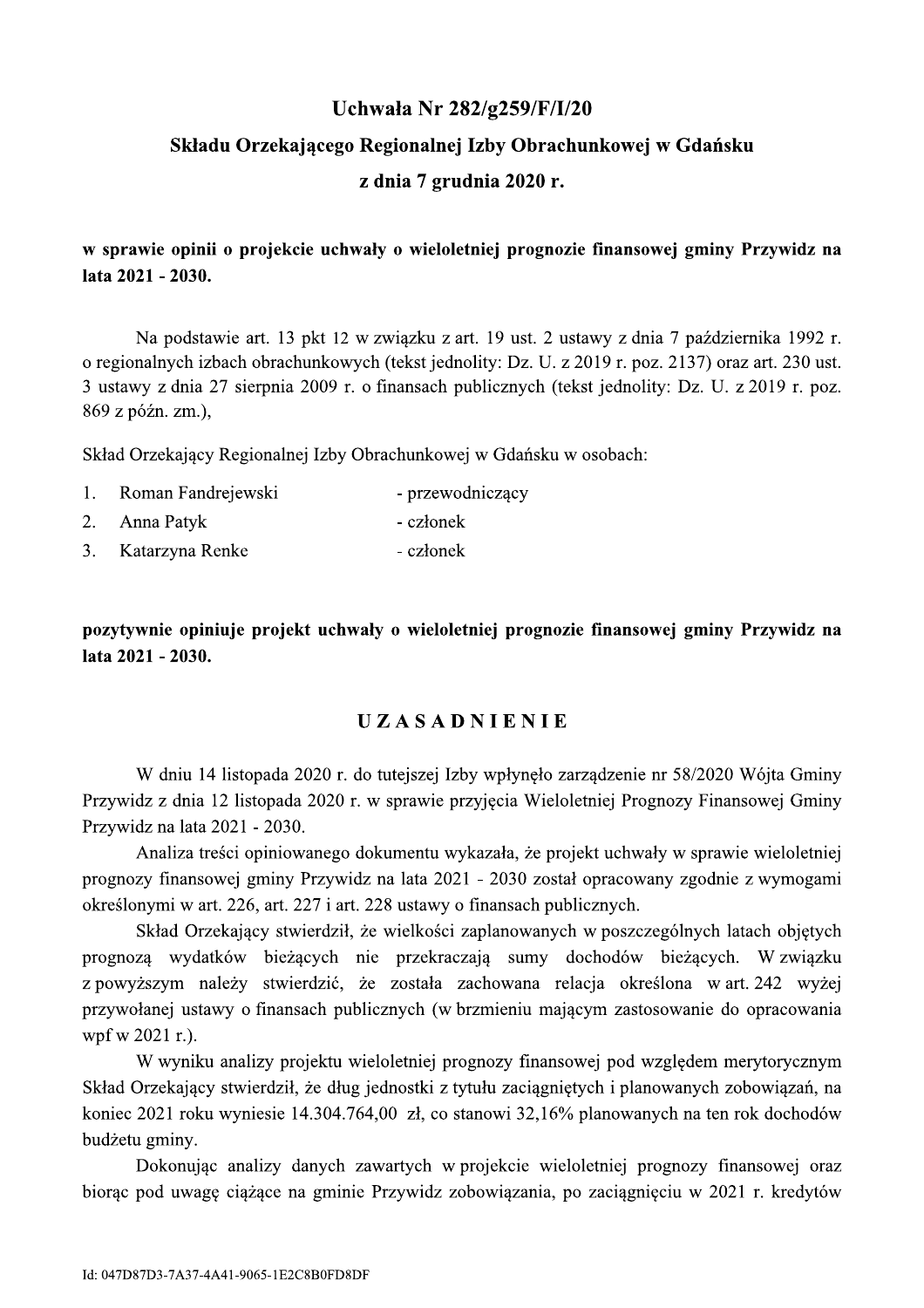# Uchwała Nr 282/g259/F/I/20

## Składu Orzekającego Regionalnej Izby Obrachunkowej w Gdańsku

## z dnia 7 grudnia 2020 r.

**w sprawie opinii o projekcie uchwały o wieloletniej prognozie finansowej gminy Przywidz na lata 2021 - 2030.**

Na podstawie art. 13 pkt 12 w związku z art. 19 ust. 2 ustawy z dnia 7 października 1992 r. o regionalnych izbach obrachunkowych (tekst jednolity: Dz. U. z 2019 r. poz. 2137) oraz art. 230 ust. 3 ustawy z dnia 27 sierpnia 2009 r. o finansach publicznych (tekst jednolity: Dz. U. z 2019 r. poz. 869 z późn. zm.),

Skład Orzekający Regionalnej Izby Obrachunkowej w Gdańsku w osobach:

1. Roman Fandrejewski - przewodniczący
2. Anna Patyk - członek
3. Katarzyna Renke - członek

**pozytywnie opiniuje projekt uchwały o wieloletniej prognozie finansowej gminy Przywidz na lata 2021 - 2030.**

## UZASADNIENIE

W dniu 14 listopada 2020 r. do tutejszej Izby wpłynęło zarządzenie nr 58/2020 Wójta Gminy Przywidz z dnia 12 listopada 2020 r. w sprawie przyjęcia Wieloletniej Prognozy Finansowej Gminy Przywidz na lata 2021 - 2030.

Analiza treści opiniowanego dokumentu wykazała, że projekt uchwały w sprawie wieloletniej prognozy finansowej gminy Przywidz na lata 2021 - 2030 został opracowany zgodnie z wymogami określonymi w art. 226, art. 227 i art. 228 ustawy o finansach publicznych.

Skład Orzekający stwierdził, że wielkości zaplanowanych w poszczególnych latach objętych prognozą wydatków bieżących nie przekraczają sumy dochodów bieżących. W związku z powyższym należy stwierdzić, że została zachowana relacja określona w art. 242 wyżej przywołanej ustawy o finansach publicznych (w brzmieniu mającym zastosowanie do opracowania wpf w 2021 r.).

W wyniku analizy projektu wieloletniej prognozy finansowej pod względem merytorycznym Skład Orzekający stwierdził, że dług jednostki z tytułu zaciągniętych i planowanych zobowiązań, na koniec 2021 roku wyniesie 14.304.764,00 zł, co stanowi 32,16% planowanych na ten rok dochodów budżetu gminy.

Dokonując analizy danych zawartych w projekcie wieloletniej prognozy finansowej oraz biorąc pod uwagę ciążące na gminie Przywidz zobowiązania, po zaciągnięciu w 2021 r. kredytów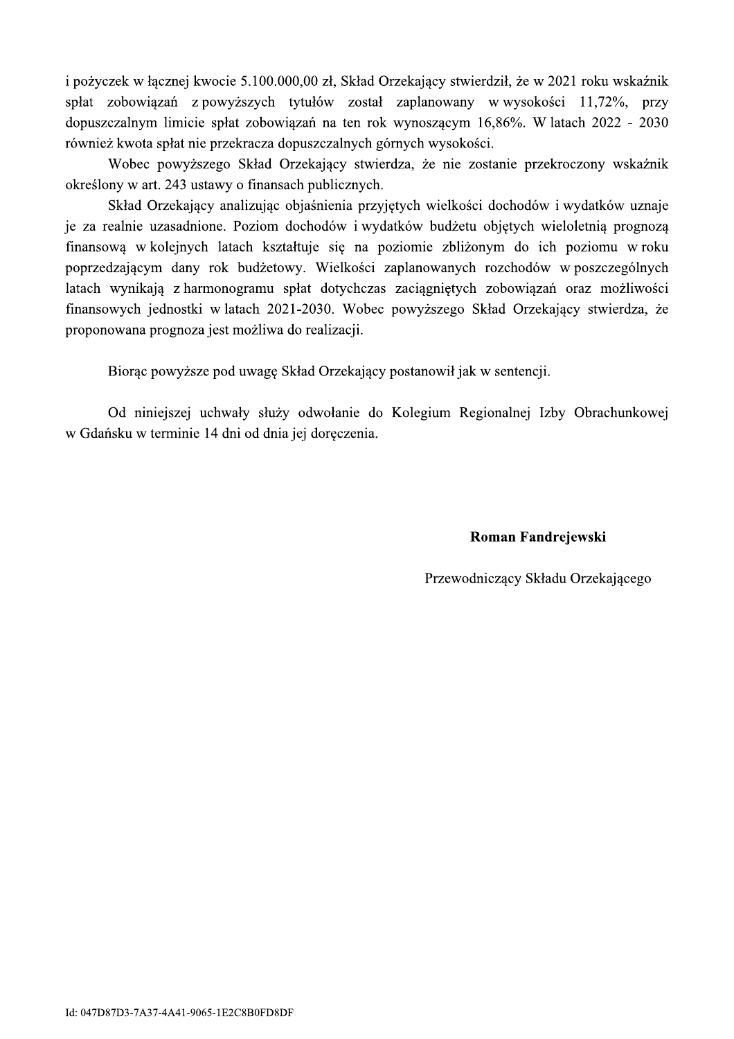i pożyczek w łącznej kwocie 5.100.000,00 zł, Skład Orzekający stwierdził, że w 2021 roku wskaźnik spłat zobowiązań z powyższych tytułów został zaplanowany w wysokości 11,72%, przy dopuszczalnym limicie spłat zobowiązań na ten rok wynoszącym 16,86%. W latach 2022 - 2030 również kwota spłat nie przekracza dopuszczalnych górnych wysokości.

Wobec powyższego Skład Orzekający stwierdza, że nie zostanie przekroczony wskaźnik określony w art. 243 ustawy o finansach publicznych.

Skład Orzekający analizując objaśnienia przyjętych wielkości dochodów i wydatków uznaje je za realnie uzasadnione. Poziom dochodów i wydatków budżetu objętych wieloletnią prognozą finansową w kolejnych latach kształtuje się na poziomie zbliżonym do ich poziomu w roku poprzedzającym dany rok budżetowy. Wielkości zaplanowanych rozchodów w poszczególnych latach wynikają z harmonogramu spłat dotychczas zaciągniętych zobowiązań oraz możliwości finansowych jednostki w latach 2021-2030. Wobec powyższego Skład Orzekający stwierdza, że proponowana prognoza jest możliwa do realizacji.

Biorąc powyższe pod uwagę Skład Orzekający postanowił jak w sentencji.

Od niniejszej uchwały służy odwołanie do Kolegium Regionalnej Izby Obrachunkowej w Gdańsku w terminie 14 dni od dnia jej doręczenia.

**Roman Fandrejewski**

Przewodniczący Składu Orzekającego

Id: 047D87D3-7A37-4A41-9065-1E2C8B0FD8DF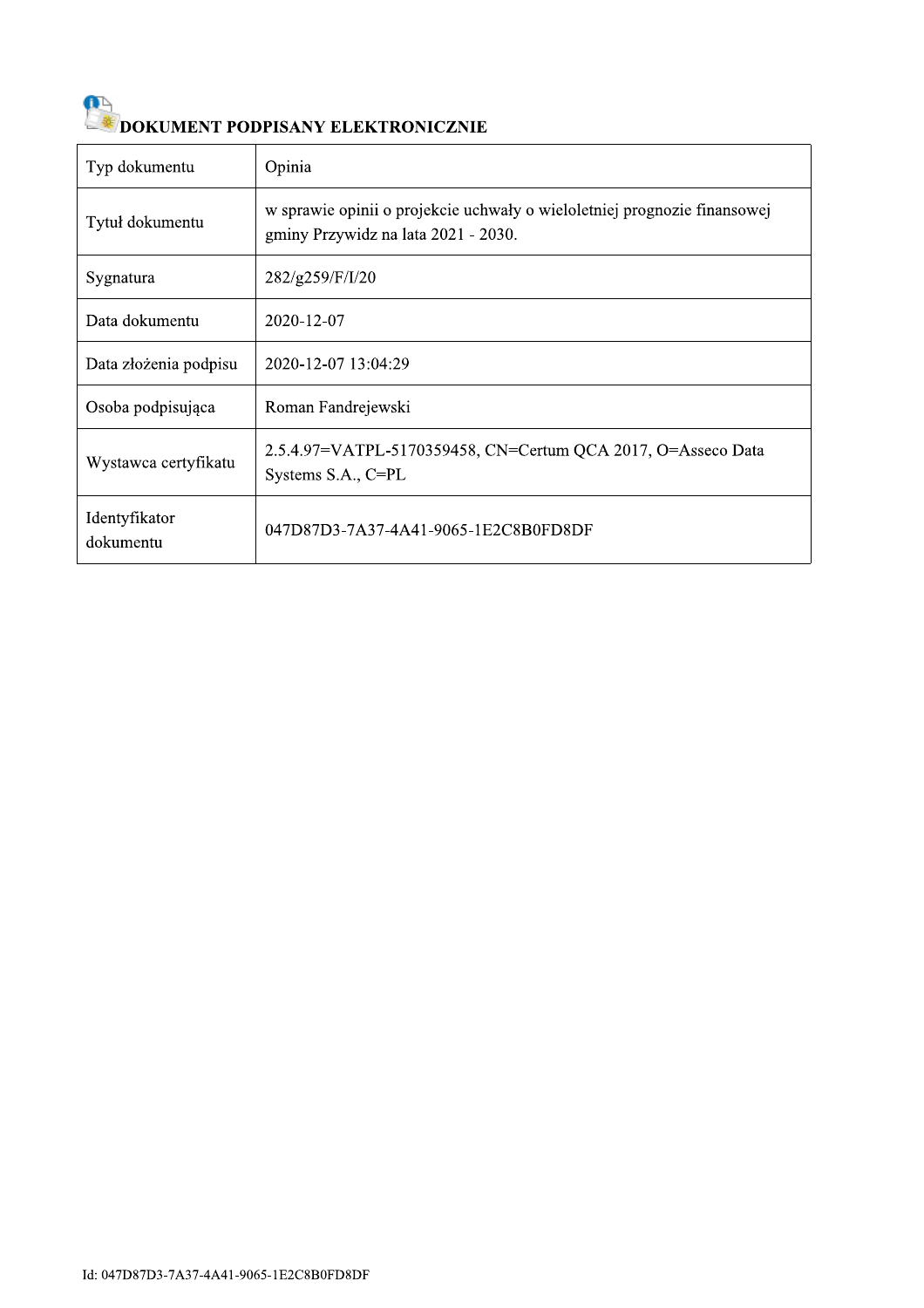# DOKUMENT PODPISANY ELEKTRONICZNIE

| | |
|---|---|
| Typ dokumentu | Opinia |
| Tytuł dokumentu | w sprawie opinii o projekcie uchwały o wieloletniej prognozie finansowej gminy Przywidz na lata 2021 - 2030. |
| Sygnatura | 282/g259/F/I/20 |
| Data dokumentu | 2020-12-07 |
| Data złożenia podpisu | 2020-12-07 13:04:29 |
| Osoba podpisująca | Roman Fandrejewski |
| Wystawca certyfikatu | 2.5.4.97=VATPL-5170359458, CN=Certum QCA 2017, O=Asseco Data Systems S.A., C=PL |
| Identyfikator dokumentu | 047D87D3-7A37-4A41-9065-1E2C8B0FD8DF |

Id: 047D87D3-7A37-4A41-9065-1E2C8B0FD8DF